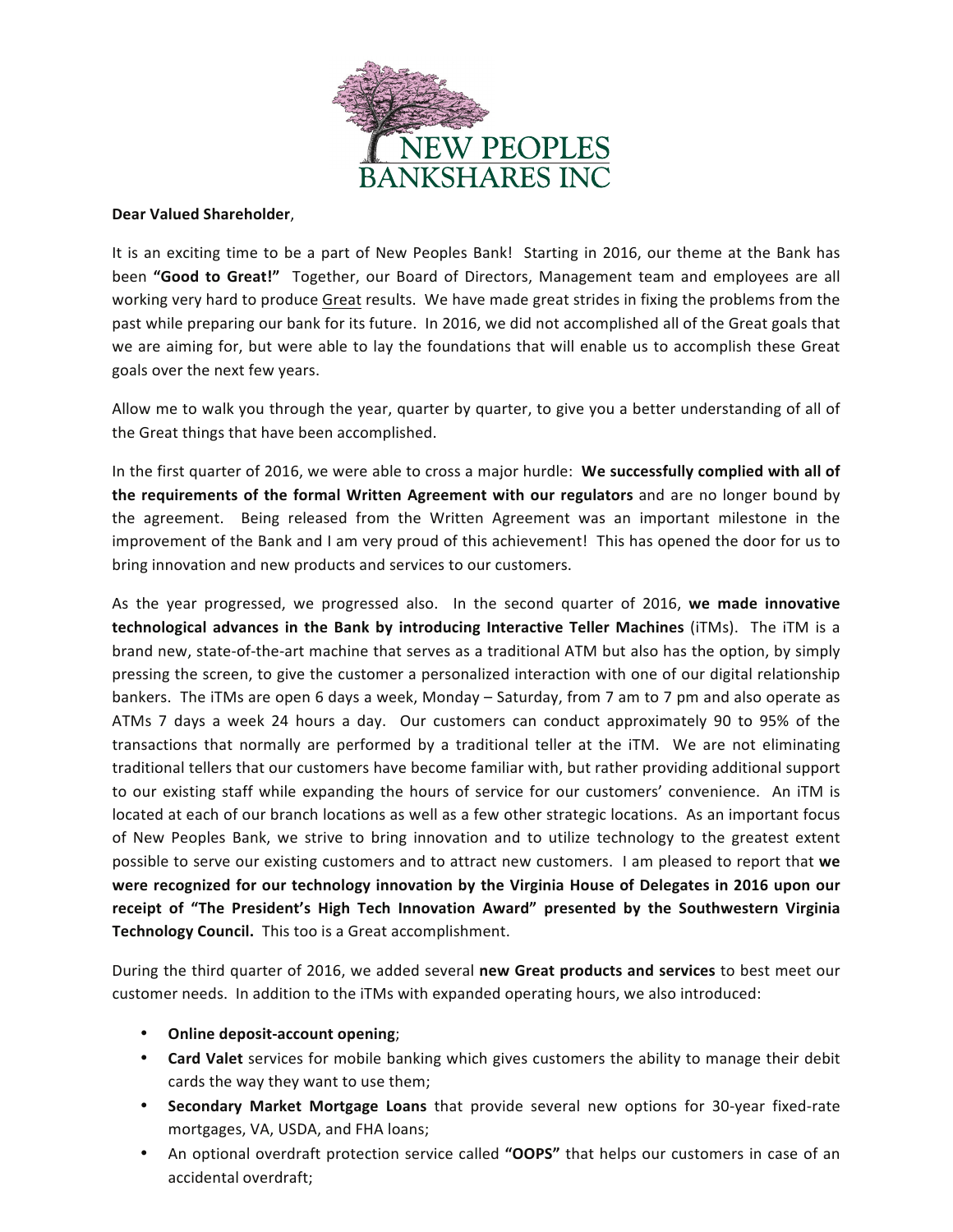NEW PEOPLES BANKSHARES INC

**Dear Valued Shareholder**,

It is an exciting time to be a part of New Peoples Bank! Starting in 2016, our theme at the Bank has been **"Good to Great!"** Together, our Board of Directors, Management team and employees are all working very hard to produce Great results. We have made great strides in fixing the problems from the past while preparing our bank for its future. In 2016, we did not accomplished all of the Great goals that we are aiming for, but were able to lay the foundations that will enable us to accomplish these Great goals over the next few years.

Allow me to walk you through the year, quarter by quarter, to give you a better understanding of all of the Great things that have been accomplished.

In the first quarter of 2016, we were able to cross a major hurdle: **We successfully complied with all of the requirements of the formal Written Agreement with our regulators** and are no longer bound by the agreement. Being released from the Written Agreement was an important milestone in the improvement of the Bank and I am very proud of this achievement! This has opened the door for us to bring innovation and new products and services to our customers.

As the year progressed, we progressed also. In the second quarter of 2016, **we made innovative technological advances in the Bank by introducing Interactive Teller Machines** (iTMs). The iTM is a brand new, state-of-the-art machine that serves as a traditional ATM but also has the option, by simply pressing the screen, to give the customer a personalized interaction with one of our digital relationship bankers. The iTMs are open 6 days a week, Monday – Saturday, from 7 am to 7 pm and also operate as ATMs 7 days a week 24 hours a day. Our customers can conduct approximately 90 to 95% of the transactions that normally are performed by a traditional teller at the iTM. We are not eliminating traditional tellers that our customers have become familiar with, but rather providing additional support to our existing staff while expanding the hours of service for our customers' convenience. An iTM is located at each of our branch locations as well as a few other strategic locations. As an important focus of New Peoples Bank, we strive to bring innovation and to utilize technology to the greatest extent possible to serve our existing customers and to attract new customers. I am pleased to report that **we were recognized for our technology innovation by the Virginia House of Delegates in 2016 upon our receipt of "The President's High Tech Innovation Award" presented by the Southwestern Virginia Technology Council.** This too is a Great accomplishment.

During the third quarter of 2016, we added several **new Great products and services** to best meet our customer needs. In addition to the iTMs with expanded operating hours, we also introduced:

- **Online deposit-account opening**;
- **Card Valet** services for mobile banking which gives customers the ability to manage their debit cards the way they want to use them;
- **Secondary Market Mortgage Loans** that provide several new options for 30-year fixed-rate mortgages, VA, USDA, and FHA loans;
- An optional overdraft protection service called **"OOPS"** that helps our customers in case of an accidental overdraft;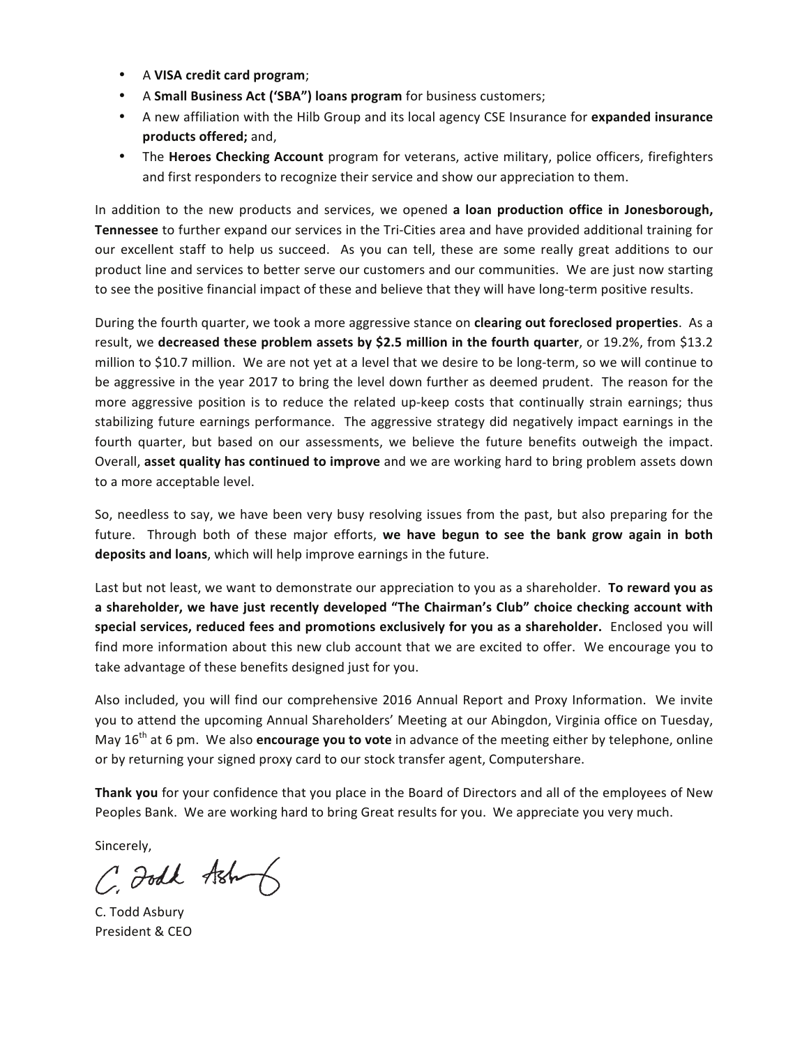- A **VISA credit card program**;
- A **Small Business Act ('SBA") loans program** for business customers;
- A new affiliation with the Hilb Group and its local agency CSE Insurance for **expanded insurance products offered;** and,
- The **Heroes Checking Account** program for veterans, active military, police officers, firefighters and first responders to recognize their service and show our appreciation to them.

In addition to the new products and services, we opened **a loan production office in Jonesborough, Tennessee** to further expand our services in the Tri-Cities area and have provided additional training for our excellent staff to help us succeed. As you can tell, these are some really great additions to our product line and services to better serve our customers and our communities. We are just now starting to see the positive financial impact of these and believe that they will have long-term positive results.

During the fourth quarter, we took a more aggressive stance on **clearing out foreclosed properties**. As a result, we **decreased these problem assets by $2.5 million in the fourth quarter**, or 19.2%, from $13.2 million to $10.7 million. We are not yet at a level that we desire to be long-term, so we will continue to be aggressive in the year 2017 to bring the level down further as deemed prudent. The reason for the more aggressive position is to reduce the related up-keep costs that continually strain earnings; thus stabilizing future earnings performance. The aggressive strategy did negatively impact earnings in the fourth quarter, but based on our assessments, we believe the future benefits outweigh the impact. Overall, **asset quality has continued to improve** and we are working hard to bring problem assets down to a more acceptable level.

So, needless to say, we have been very busy resolving issues from the past, but also preparing for the future. Through both of these major efforts, **we have begun to see the bank grow again in both deposits and loans**, which will help improve earnings in the future.

Last but not least, we want to demonstrate our appreciation to you as a shareholder. **To reward you as a shareholder, we have just recently developed "The Chairman's Club" choice checking account with special services, reduced fees and promotions exclusively for you as a shareholder.** Enclosed you will find more information about this new club account that we are excited to offer. We encourage you to take advantage of these benefits designed just for you.

Also included, you will find our comprehensive 2016 Annual Report and Proxy Information. We invite you to attend the upcoming Annual Shareholders' Meeting at our Abingdon, Virginia office on Tuesday, May 16th at 6 pm. We also **encourage you to vote** in advance of the meeting either by telephone, online or by returning your signed proxy card to our stock transfer agent, Computershare.

**Thank you** for your confidence that you place in the Board of Directors and all of the employees of New Peoples Bank. We are working hard to bring Great results for you. We appreciate you very much.

Sincerely,

C. Todd Asbury

C. Todd Asbury
President & CEO